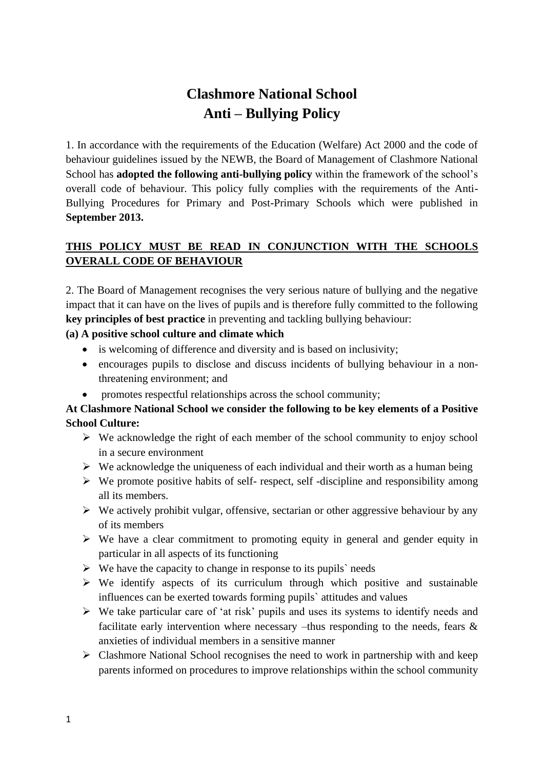# Clashmore National School
# Anti – Bullying Policy

1. In accordance with the requirements of the Education (Welfare) Act 2000 and the code of behaviour guidelines issued by the NEWB, the Board of Management of Clashmore National School has **adopted the following anti-bullying policy** within the framework of the school's overall code of behaviour. This policy fully complies with the requirements of the Anti-Bullying Procedures for Primary and Post-Primary Schools which were published in **September 2013.**

**<u>THIS POLICY MUST BE READ IN CONJUNCTION WITH THE SCHOOLS OVERALL CODE OF BEHAVIOUR</u>**

2. The Board of Management recognises the very serious nature of bullying and the negative impact that it can have on the lives of pupils and is therefore fully committed to the following **key principles of best practice** in preventing and tackling bullying behaviour:

**(a) A positive school culture and climate which**

- is welcoming of difference and diversity and is based on inclusivity;
- encourages pupils to disclose and discuss incidents of bullying behaviour in a non-threatening environment; and
- promotes respectful relationships across the school community;

**At Clashmore National School we consider the following to be key elements of a Positive School Culture:**

- We acknowledge the right of each member of the school community to enjoy school in a secure environment
- We acknowledge the uniqueness of each individual and their worth as a human being
- We promote positive habits of self- respect, self -discipline and responsibility among all its members.
- We actively prohibit vulgar, offensive, sectarian or other aggressive behaviour by any of its members
- We have a clear commitment to promoting equity in general and gender equity in particular in all aspects of its functioning
- We have the capacity to change in response to its pupils` needs
- We identify aspects of its curriculum through which positive and sustainable influences can be exerted towards forming pupils` attitudes and values
- We take particular care of 'at risk' pupils and uses its systems to identify needs and facilitate early intervention where necessary –thus responding to the needs, fears & anxieties of individual members in a sensitive manner
- Clashmore National School recognises the need to work in partnership with and keep parents informed on procedures to improve relationships within the school community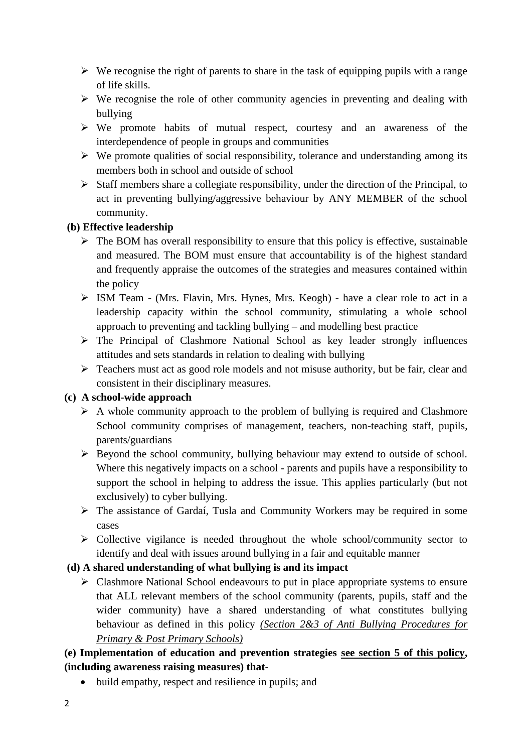- We recognise the right of parents to share in the task of equipping pupils with a range of life skills.
- We recognise the role of other community agencies in preventing and dealing with bullying
- We promote habits of mutual respect, courtesy and an awareness of the interdependence of people in groups and communities
- We promote qualities of social responsibility, tolerance and understanding among its members both in school and outside of school
- Staff members share a collegiate responsibility, under the direction of the Principal, to act in preventing bullying/aggressive behaviour by ANY MEMBER of the school community.

**(b) Effective leadership**

- The BOM has overall responsibility to ensure that this policy is effective, sustainable and measured. The BOM must ensure that accountability is of the highest standard and frequently appraise the outcomes of the strategies and measures contained within the policy
- ISM Team - (Mrs. Flavin, Mrs. Hynes, Mrs. Keogh) - have a clear role to act in a leadership capacity within the school community, stimulating a whole school approach to preventing and tackling bullying – and modelling best practice
- The Principal of Clashmore National School as key leader strongly influences attitudes and sets standards in relation to dealing with bullying
- Teachers must act as good role models and not misuse authority, but be fair, clear and consistent in their disciplinary measures.

**(c) A school-wide approach**

- A whole community approach to the problem of bullying is required and Clashmore School community comprises of management, teachers, non-teaching staff, pupils, parents/guardians
- Beyond the school community, bullying behaviour may extend to outside of school. Where this negatively impacts on a school - parents and pupils have a responsibility to support the school in helping to address the issue. This applies particularly (but not exclusively) to cyber bullying.
- The assistance of Gardaí, Tusla and Community Workers may be required in some cases
- Collective vigilance is needed throughout the whole school/community sector to identify and deal with issues around bullying in a fair and equitable manner

**(d) A shared understanding of what bullying is and its impact**

- Clashmore National School endeavours to put in place appropriate systems to ensure that ALL relevant members of the school community (parents, pupils, staff and the wider community) have a shared understanding of what constitutes bullying behaviour as defined in this policy *(Section 2&3 of Anti Bullying Procedures for Primary & Post Primary Schools)*

**(e) Implementation of education and prevention strategies see section 5 of this policy, (including awareness raising measures) that-**

- build empathy, respect and resilience in pupils; and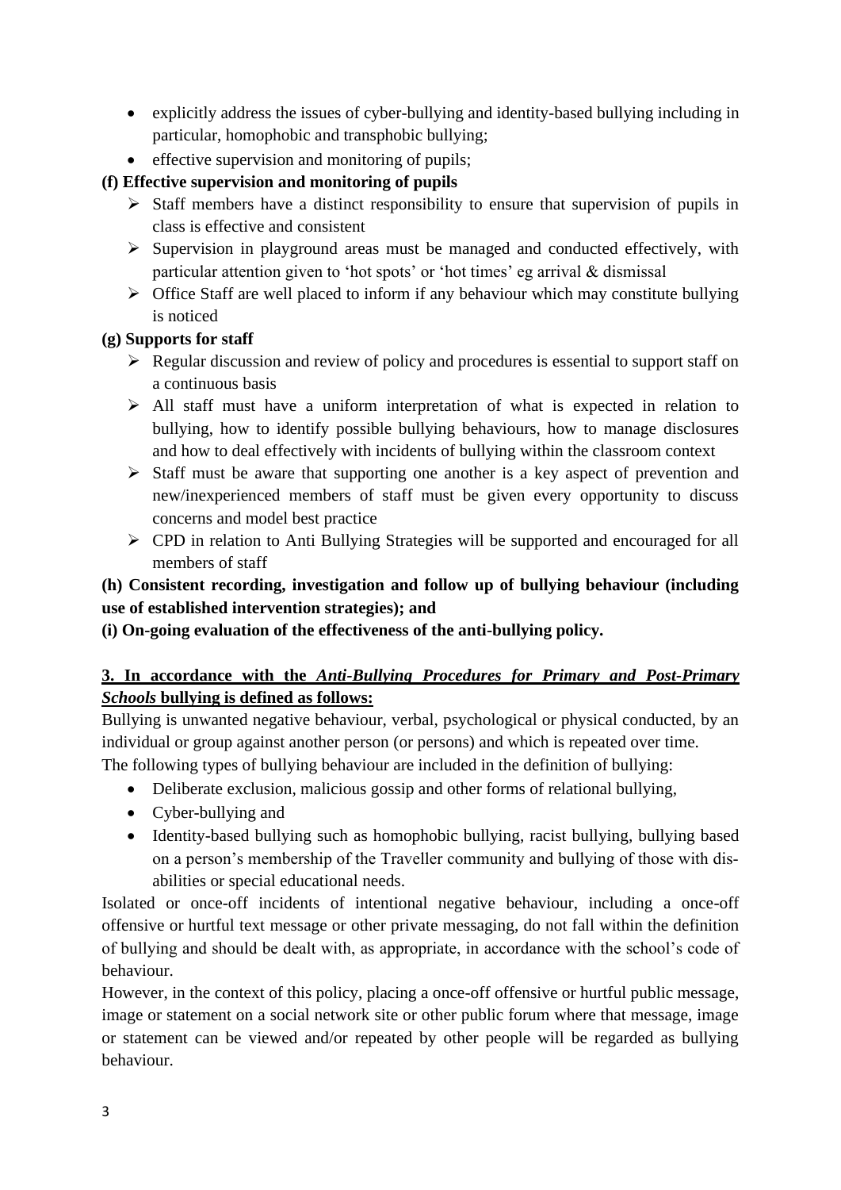- explicitly address the issues of cyber-bullying and identity-based bullying including in particular, homophobic and transphobic bullying;
- effective supervision and monitoring of pupils;

**(f) Effective supervision and monitoring of pupils**

- Staff members have a distinct responsibility to ensure that supervision of pupils in class is effective and consistent
- Supervision in playground areas must be managed and conducted effectively, with particular attention given to 'hot spots' or 'hot times' eg arrival & dismissal
- Office Staff are well placed to inform if any behaviour which may constitute bullying is noticed

**(g) Supports for staff**

- Regular discussion and review of policy and procedures is essential to support staff on a continuous basis
- All staff must have a uniform interpretation of what is expected in relation to bullying, how to identify possible bullying behaviours, how to manage disclosures and how to deal effectively with incidents of bullying within the classroom context
- Staff must be aware that supporting one another is a key aspect of prevention and new/inexperienced members of staff must be given every opportunity to discuss concerns and model best practice
- CPD in relation to Anti Bullying Strategies will be supported and encouraged for all members of staff

**(h) Consistent recording, investigation and follow up of bullying behaviour (including use of established intervention strategies); and**

**(i) On-going evaluation of the effectiveness of the anti-bullying policy.**

**3. In accordance with the *Anti-Bullying Procedures for Primary and Post-Primary Schools* bullying is defined as follows:**

Bullying is unwanted negative behaviour, verbal, psychological or physical conducted, by an individual or group against another person (or persons) and which is repeated over time.
The following types of bullying behaviour are included in the definition of bullying:

- Deliberate exclusion, malicious gossip and other forms of relational bullying,
- Cyber-bullying and
- Identity-based bullying such as homophobic bullying, racist bullying, bullying based on a person's membership of the Traveller community and bullying of those with dis-abilities or special educational needs.

Isolated or once-off incidents of intentional negative behaviour, including a once-off offensive or hurtful text message or other private messaging, do not fall within the definition of bullying and should be dealt with, as appropriate, in accordance with the school's code of behaviour.

However, in the context of this policy, placing a once-off offensive or hurtful public message, image or statement on a social network site or other public forum where that message, image or statement can be viewed and/or repeated by other people will be regarded as bullying behaviour.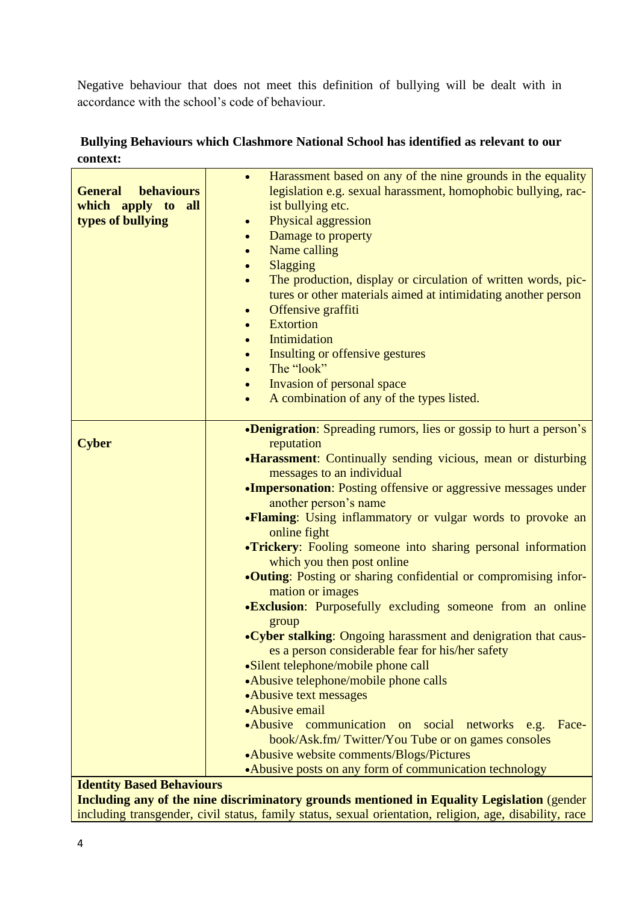Negative behaviour that does not meet this definition of bullying will be dealt with in accordance with the school's code of behaviour.

**Bullying Behaviours which Clashmore National School has identified as relevant to our context:**

| | |
|---|---|
| **General behaviours which apply to all types of bullying** | • Harassment based on any of the nine grounds in the equality legislation e.g. sexual harassment, homophobic bullying, racist bullying etc.<br>• Physical aggression<br>• Damage to property<br>• Name calling<br>• Slagging<br>• The production, display or circulation of written words, pictures or other materials aimed at intimidating another person<br>• Offensive graffiti<br>• Extortion<br>• Intimidation<br>• Insulting or offensive gestures<br>• The "look"<br>• Invasion of personal space<br>• A combination of any of the types listed. |
| **Cyber** | • **Denigration**: Spreading rumors, lies or gossip to hurt a person's reputation<br>• **Harassment**: Continually sending vicious, mean or disturbing messages to an individual<br>• **Impersonation**: Posting offensive or aggressive messages under another person's name<br>• **Flaming**: Using inflammatory or vulgar words to provoke an online fight<br>• **Trickery**: Fooling someone into sharing personal information which you then post online<br>• **Outing**: Posting or sharing confidential or compromising information or images<br>• **Exclusion**: Purposefully excluding someone from an online group<br>• **Cyber stalking**: Ongoing harassment and denigration that causes a person considerable fear for his/her safety<br>• Silent telephone/mobile phone call<br>• Abusive telephone/mobile phone calls<br>• Abusive text messages<br>• Abusive email<br>• Abusive communication on social networks e.g. Facebook/Ask.fm/ Twitter/You Tube or on games consoles<br>• Abusive website comments/Blogs/Pictures<br>• Abusive posts on any form of communication technology |
| **Identity Based Behaviours**<br>**Including any of the nine discriminatory grounds mentioned in Equality Legislation** (gender including transgender, civil status, family status, sexual orientation, religion, age, disability, race | |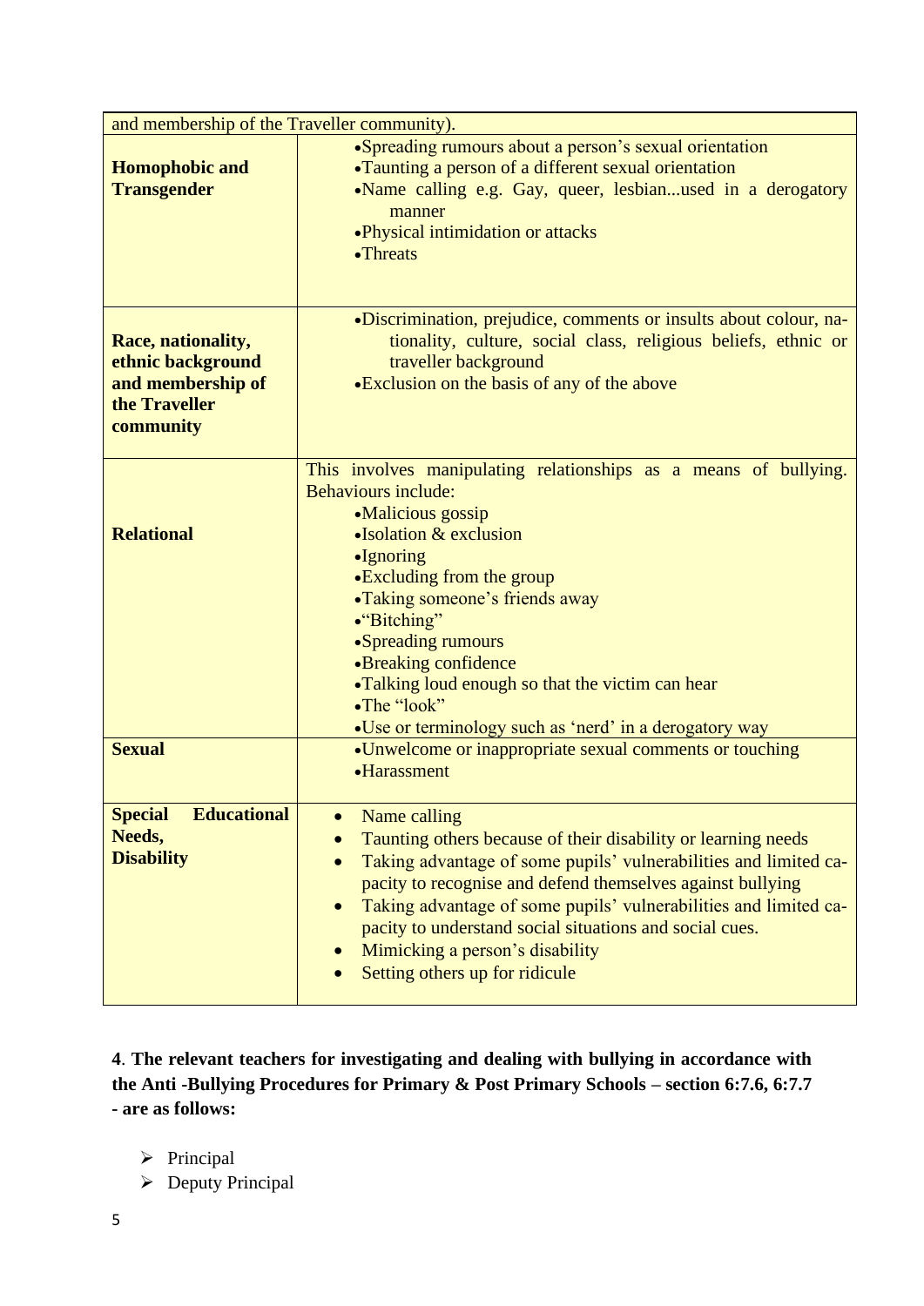| | |
|---|---|
| and membership of the Traveller community). | |
| **Homophobic and Transgender** | •Spreading rumours about a person's sexual orientation<br>•Taunting a person of a different sexual orientation<br>•Name calling e.g. Gay, queer, lesbian...used in a derogatory manner<br>•Physical intimidation or attacks<br>•Threats |
| **Race, nationality, ethnic background and membership of the Traveller community** | •Discrimination, prejudice, comments or insults about colour, nationality, culture, social class, religious beliefs, ethnic or traveller background<br>•Exclusion on the basis of any of the above |
| **Relational** | This involves manipulating relationships as a means of bullying. Behaviours include:<br>•Malicious gossip<br>•Isolation & exclusion<br>•Ignoring<br>•Excluding from the group<br>•Taking someone's friends away<br>•"Bitching"<br>•Spreading rumours<br>•Breaking confidence<br>•Talking loud enough so that the victim can hear<br>•The "look"<br>•Use or terminology such as 'nerd' in a derogatory way |
| **Sexual** | •Unwelcome or inappropriate sexual comments or touching<br>•Harassment |
| **Special Educational Needs, Disability** | • Name calling<br>• Taunting others because of their disability or learning needs<br>• Taking advantage of some pupils' vulnerabilities and limited capacity to recognise and defend themselves against bullying<br>• Taking advantage of some pupils' vulnerabilities and limited capacity to understand social situations and social cues.<br>• Mimicking a person's disability<br>• Setting others up for ridicule |

**4**. **The relevant teachers for investigating and dealing with bullying in accordance with the Anti -Bullying Procedures for Primary & Post Primary Schools – section 6:7.6, 6:7.7 - are as follows:**

- Principal
- Deputy Principal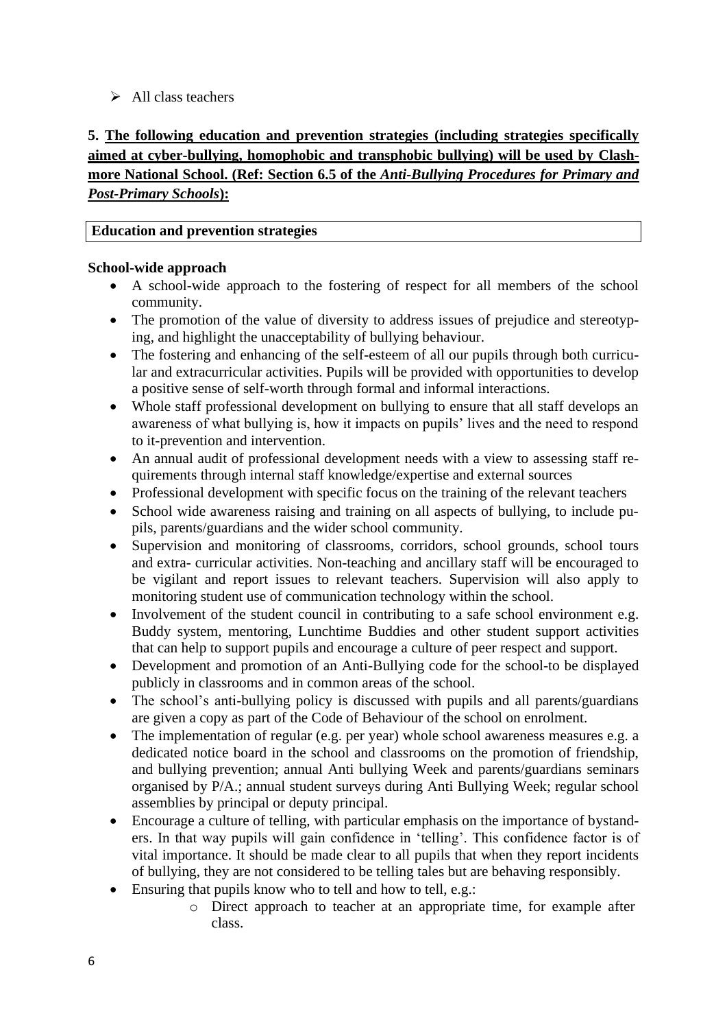- All class teachers

**5. <u>The following education and prevention strategies (including strategies specifically aimed at cyber-bullying, homophobic and transphobic bullying) will be used by Clashmore National School. (Ref: Section 6.5 of the *Anti-Bullying Procedures for Primary and Post-Primary Schools*):</u>**

| **Education and prevention strategies** |
| --- |

**School-wide approach**

- A school-wide approach to the fostering of respect for all members of the school community.
- The promotion of the value of diversity to address issues of prejudice and stereotyping, and highlight the unacceptability of bullying behaviour.
- The fostering and enhancing of the self-esteem of all our pupils through both curricular and extracurricular activities. Pupils will be provided with opportunities to develop a positive sense of self-worth through formal and informal interactions.
- Whole staff professional development on bullying to ensure that all staff develops an awareness of what bullying is, how it impacts on pupils' lives and the need to respond to it-prevention and intervention.
- An annual audit of professional development needs with a view to assessing staff requirements through internal staff knowledge/expertise and external sources
- Professional development with specific focus on the training of the relevant teachers
- School wide awareness raising and training on all aspects of bullying, to include pupils, parents/guardians and the wider school community.
- Supervision and monitoring of classrooms, corridors, school grounds, school tours and extra- curricular activities. Non-teaching and ancillary staff will be encouraged to be vigilant and report issues to relevant teachers. Supervision will also apply to monitoring student use of communication technology within the school.
- Involvement of the student council in contributing to a safe school environment e.g. Buddy system, mentoring, Lunchtime Buddies and other student support activities that can help to support pupils and encourage a culture of peer respect and support.
- Development and promotion of an Anti-Bullying code for the school-to be displayed publicly in classrooms and in common areas of the school.
- The school's anti-bullying policy is discussed with pupils and all parents/guardians are given a copy as part of the Code of Behaviour of the school on enrolment.
- The implementation of regular (e.g. per year) whole school awareness measures e.g. a dedicated notice board in the school and classrooms on the promotion of friendship, and bullying prevention; annual Anti bullying Week and parents/guardians seminars organised by P/A.; annual student surveys during Anti Bullying Week; regular school assemblies by principal or deputy principal.
- Encourage a culture of telling, with particular emphasis on the importance of bystanders. In that way pupils will gain confidence in 'telling'. This confidence factor is of vital importance. It should be made clear to all pupils that when they report incidents of bullying, they are not considered to be telling tales but are behaving responsibly.
- Ensuring that pupils know who to tell and how to tell, e.g.:
    - Direct approach to teacher at an appropriate time, for example after class.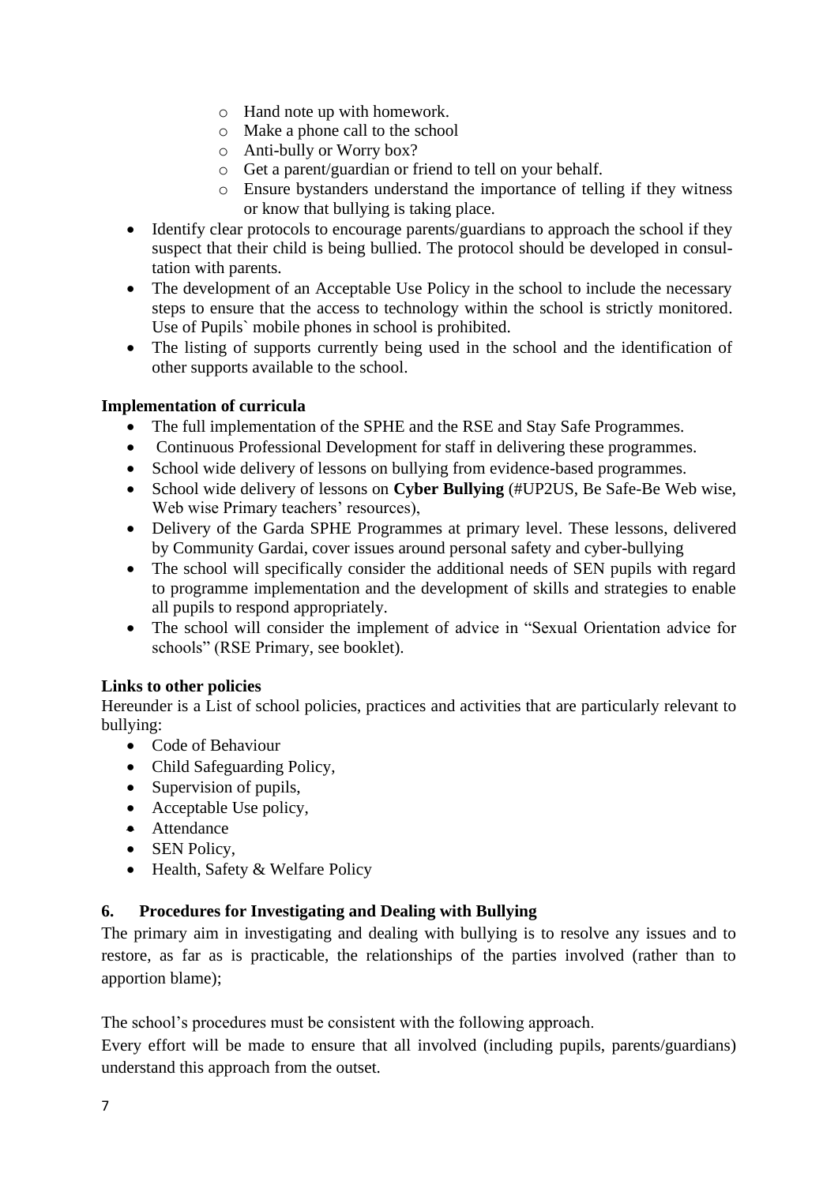- Hand note up with homework.
    - Make a phone call to the school
    - Anti-bully or Worry box?
    - Get a parent/guardian or friend to tell on your behalf.
    - Ensure bystanders understand the importance of telling if they witness or know that bullying is taking place.
- Identify clear protocols to encourage parents/guardians to approach the school if they suspect that their child is being bullied. The protocol should be developed in consultation with parents.
- The development of an Acceptable Use Policy in the school to include the necessary steps to ensure that the access to technology within the school is strictly monitored. Use of Pupils` mobile phones in school is prohibited.
- The listing of supports currently being used in the school and the identification of other supports available to the school.

**Implementation of curricula**

- The full implementation of the SPHE and the RSE and Stay Safe Programmes.
- Continuous Professional Development for staff in delivering these programmes.
- School wide delivery of lessons on bullying from evidence-based programmes.
- School wide delivery of lessons on **Cyber Bullying** (#UP2US, Be Safe-Be Web wise, Web wise Primary teachers' resources),
- Delivery of the Garda SPHE Programmes at primary level. These lessons, delivered by Community Gardai, cover issues around personal safety and cyber-bullying
- The school will specifically consider the additional needs of SEN pupils with regard to programme implementation and the development of skills and strategies to enable all pupils to respond appropriately.
- The school will consider the implement of advice in "Sexual Orientation advice for schools" (RSE Primary, see booklet).

**Links to other policies**

Hereunder is a List of school policies, practices and activities that are particularly relevant to bullying:

- Code of Behaviour
- Child Safeguarding Policy,
- Supervision of pupils,
- Acceptable Use policy,
- Attendance
- SEN Policy,
- Health, Safety & Welfare Policy

## 6. Procedures for Investigating and Dealing with Bullying

The primary aim in investigating and dealing with bullying is to resolve any issues and to restore, as far as is practicable, the relationships of the parties involved (rather than to apportion blame);

The school's procedures must be consistent with the following approach.

Every effort will be made to ensure that all involved (including pupils, parents/guardians) understand this approach from the outset.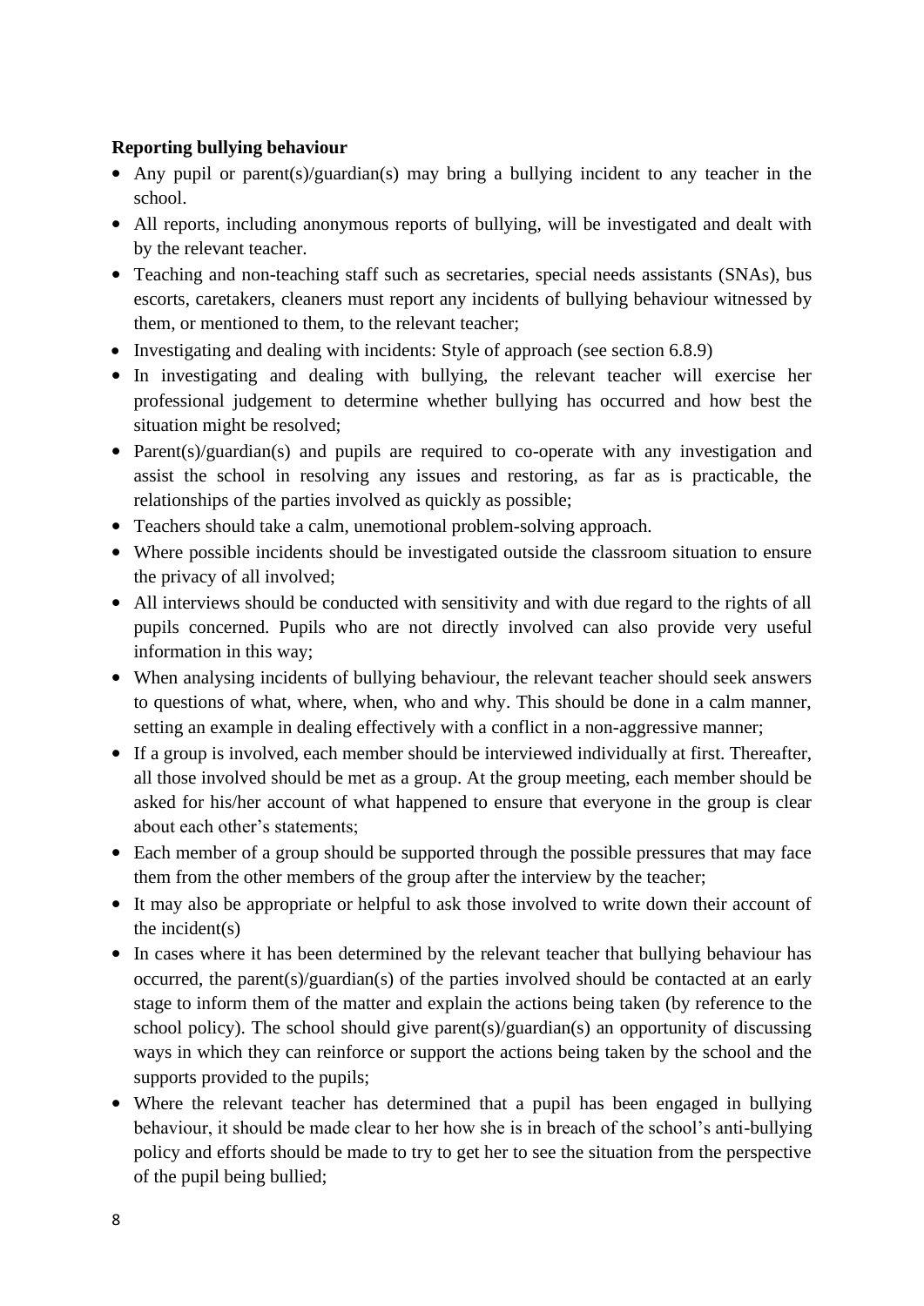**Reporting bullying behaviour**

- Any pupil or parent(s)/guardian(s) may bring a bullying incident to any teacher in the school.
- All reports, including anonymous reports of bullying, will be investigated and dealt with by the relevant teacher.
- Teaching and non-teaching staff such as secretaries, special needs assistants (SNAs), bus escorts, caretakers, cleaners must report any incidents of bullying behaviour witnessed by them, or mentioned to them, to the relevant teacher;
- Investigating and dealing with incidents: Style of approach (see section 6.8.9)
- In investigating and dealing with bullying, the relevant teacher will exercise her professional judgement to determine whether bullying has occurred and how best the situation might be resolved;
- Parent(s)/guardian(s) and pupils are required to co-operate with any investigation and assist the school in resolving any issues and restoring, as far as is practicable, the relationships of the parties involved as quickly as possible;
- Teachers should take a calm, unemotional problem-solving approach.
- Where possible incidents should be investigated outside the classroom situation to ensure the privacy of all involved;
- All interviews should be conducted with sensitivity and with due regard to the rights of all pupils concerned. Pupils who are not directly involved can also provide very useful information in this way;
- When analysing incidents of bullying behaviour, the relevant teacher should seek answers to questions of what, where, when, who and why. This should be done in a calm manner, setting an example in dealing effectively with a conflict in a non-aggressive manner;
- If a group is involved, each member should be interviewed individually at first. Thereafter, all those involved should be met as a group. At the group meeting, each member should be asked for his/her account of what happened to ensure that everyone in the group is clear about each other's statements;
- Each member of a group should be supported through the possible pressures that may face them from the other members of the group after the interview by the teacher;
- It may also be appropriate or helpful to ask those involved to write down their account of the incident(s)
- In cases where it has been determined by the relevant teacher that bullying behaviour has occurred, the parent(s)/guardian(s) of the parties involved should be contacted at an early stage to inform them of the matter and explain the actions being taken (by reference to the school policy). The school should give parent(s)/guardian(s) an opportunity of discussing ways in which they can reinforce or support the actions being taken by the school and the supports provided to the pupils;
- Where the relevant teacher has determined that a pupil has been engaged in bullying behaviour, it should be made clear to her how she is in breach of the school's anti-bullying policy and efforts should be made to try to get her to see the situation from the perspective of the pupil being bullied;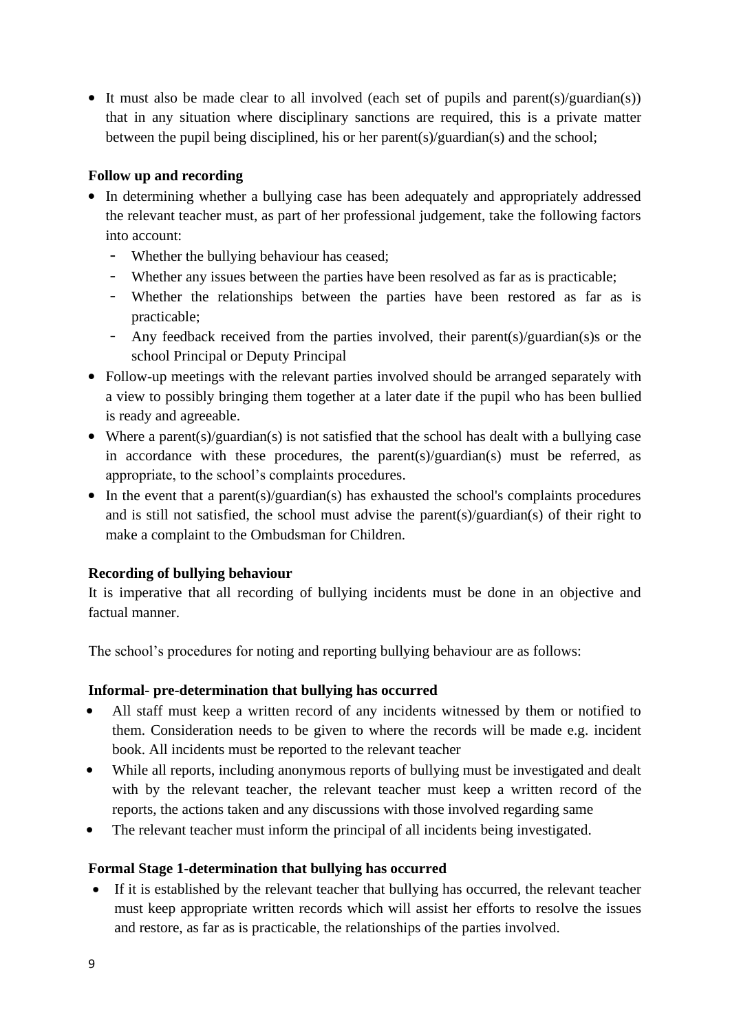- It must also be made clear to all involved (each set of pupils and parent(s)/guardian(s)) that in any situation where disciplinary sanctions are required, this is a private matter between the pupil being disciplined, his or her parent(s)/guardian(s) and the school;

**Follow up and recording**

- In determining whether a bullying case has been adequately and appropriately addressed the relevant teacher must, as part of her professional judgement, take the following factors into account:
  - Whether the bullying behaviour has ceased;
  - Whether any issues between the parties have been resolved as far as is practicable;
  - Whether the relationships between the parties have been restored as far as is practicable;
  - Any feedback received from the parties involved, their parent(s)/guardian(s)s or the school Principal or Deputy Principal
- Follow-up meetings with the relevant parties involved should be arranged separately with a view to possibly bringing them together at a later date if the pupil who has been bullied is ready and agreeable.
- Where a parent(s)/guardian(s) is not satisfied that the school has dealt with a bullying case in accordance with these procedures, the parent(s)/guardian(s) must be referred, as appropriate, to the school's complaints procedures.
- In the event that a parent(s)/guardian(s) has exhausted the school's complaints procedures and is still not satisfied, the school must advise the parent(s)/guardian(s) of their right to make a complaint to the Ombudsman for Children.

**Recording of bullying behaviour**

It is imperative that all recording of bullying incidents must be done in an objective and factual manner.

The school's procedures for noting and reporting bullying behaviour are as follows:

**Informal- pre-determination that bullying has occurred**

- All staff must keep a written record of any incidents witnessed by them or notified to them. Consideration needs to be given to where the records will be made e.g. incident book. All incidents must be reported to the relevant teacher
- While all reports, including anonymous reports of bullying must be investigated and dealt with by the relevant teacher, the relevant teacher must keep a written record of the reports, the actions taken and any discussions with those involved regarding same
- The relevant teacher must inform the principal of all incidents being investigated.

**Formal Stage 1-determination that bullying has occurred**

- If it is established by the relevant teacher that bullying has occurred, the relevant teacher must keep appropriate written records which will assist her efforts to resolve the issues and restore, as far as is practicable, the relationships of the parties involved.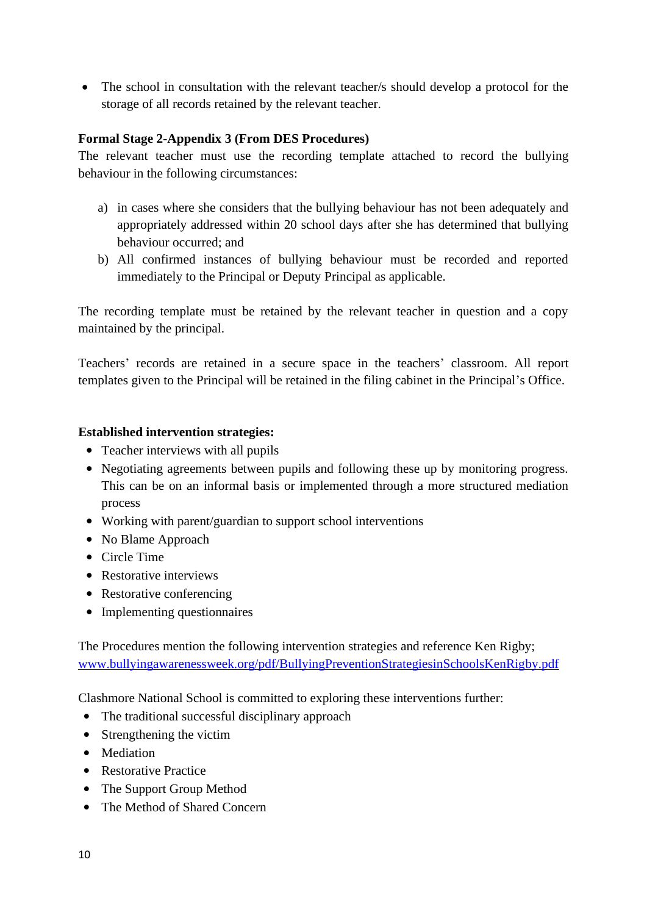- The school in consultation with the relevant teacher/s should develop a protocol for the storage of all records retained by the relevant teacher.

**Formal Stage 2-Appendix 3 (From DES Procedures)**

The relevant teacher must use the recording template attached to record the bullying behaviour in the following circumstances:

a) in cases where she considers that the bullying behaviour has not been adequately and appropriately addressed within 20 school days after she has determined that bullying behaviour occurred; and

b) All confirmed instances of bullying behaviour must be recorded and reported immediately to the Principal or Deputy Principal as applicable.

The recording template must be retained by the relevant teacher in question and a copy maintained by the principal.

Teachers' records are retained in a secure space in the teachers' classroom. All report templates given to the Principal will be retained in the filing cabinet in the Principal's Office.

**Established intervention strategies:**

- Teacher interviews with all pupils
- Negotiating agreements between pupils and following these up by monitoring progress. This can be on an informal basis or implemented through a more structured mediation process
- Working with parent/guardian to support school interventions
- No Blame Approach
- Circle Time
- Restorative interviews
- Restorative conferencing
- Implementing questionnaires

The Procedures mention the following intervention strategies and reference Ken Rigby; www.bullyingawarenessweek.org/pdf/BullyingPreventionStrategiesinSchoolsKenRigby.pdf

Clashmore National School is committed to exploring these interventions further:

- The traditional successful disciplinary approach
- Strengthening the victim
- Mediation
- Restorative Practice
- The Support Group Method
- The Method of Shared Concern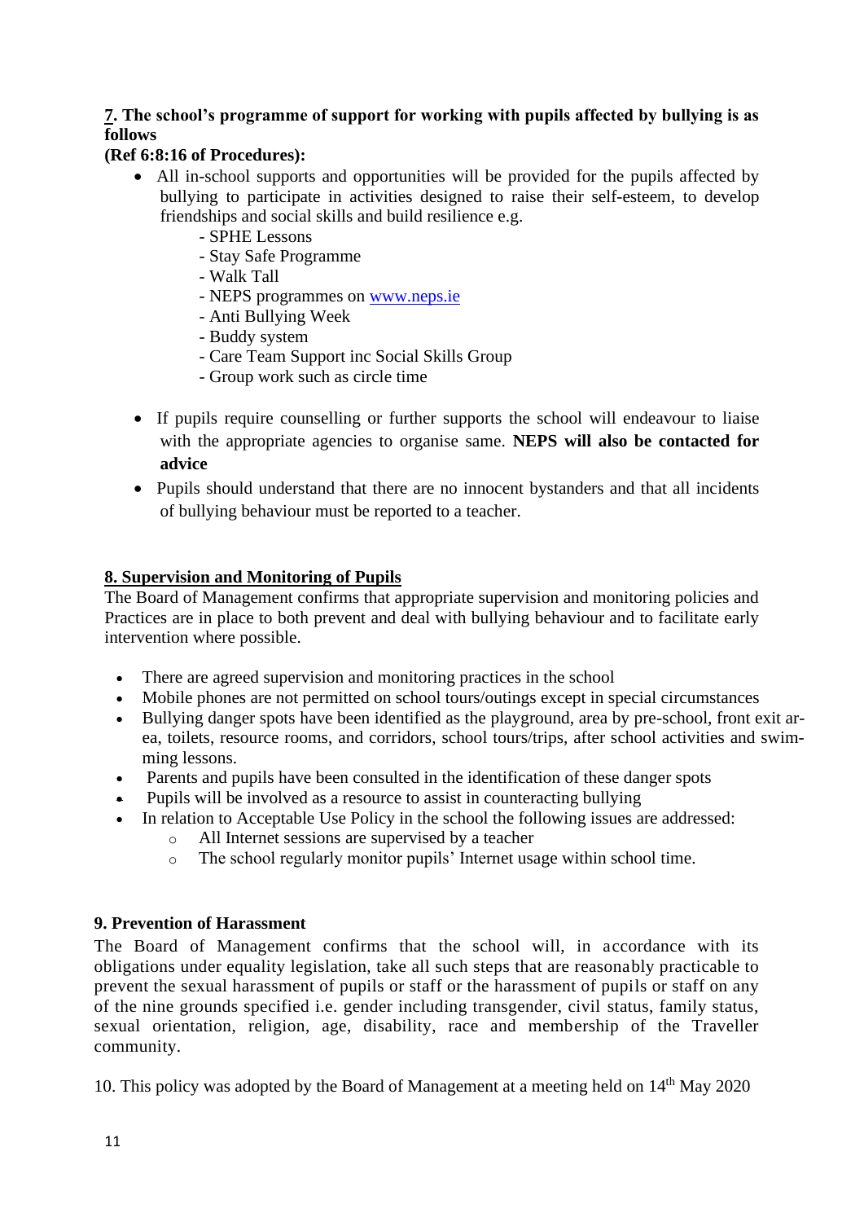**7. The school's programme of support for working with pupils affected by bullying is as follows**

**(Ref 6:8:16 of Procedures):**

- All in-school supports and opportunities will be provided for the pupils affected by bullying to participate in activities designed to raise their self-esteem, to develop friendships and social skills and build resilience e.g.
  - SPHE Lessons
  - Stay Safe Programme
  - Walk Tall
  - NEPS programmes on [www.neps.ie](http://www.neps.ie)
  - Anti Bullying Week
  - Buddy system
  - Care Team Support inc Social Skills Group
  - Group work such as circle time
- If pupils require counselling or further supports the school will endeavour to liaise with the appropriate agencies to organise same. **NEPS will also be contacted for advice**
- Pupils should understand that there are no innocent bystanders and that all incidents of bullying behaviour must be reported to a teacher.

## 8. Supervision and Monitoring of Pupils

The Board of Management confirms that appropriate supervision and monitoring policies and Practices are in place to both prevent and deal with bullying behaviour and to facilitate early intervention where possible.

- There are agreed supervision and monitoring practices in the school
- Mobile phones are not permitted on school tours/outings except in special circumstances
- Bullying danger spots have been identified as the playground, area by pre-school, front exit area, toilets, resource rooms, and corridors, school tours/trips, after school activities and swimming lessons.
- Parents and pupils have been consulted in the identification of these danger spots
- Pupils will be involved as a resource to assist in counteracting bullying
- In relation to Acceptable Use Policy in the school the following issues are addressed:
  - All Internet sessions are supervised by a teacher
  - The school regularly monitor pupils' Internet usage within school time.

## 9. Prevention of Harassment

The Board of Management confirms that the school will, in accordance with its obligations under equality legislation, take all such steps that are reasonably practicable to prevent the sexual harassment of pupils or staff or the harassment of pupils or staff on any of the nine grounds specified i.e. gender including transgender, civil status, family status, sexual orientation, religion, age, disability, race and membership of the Traveller community.

10. This policy was adopted by the Board of Management at a meeting held on 14th May 2020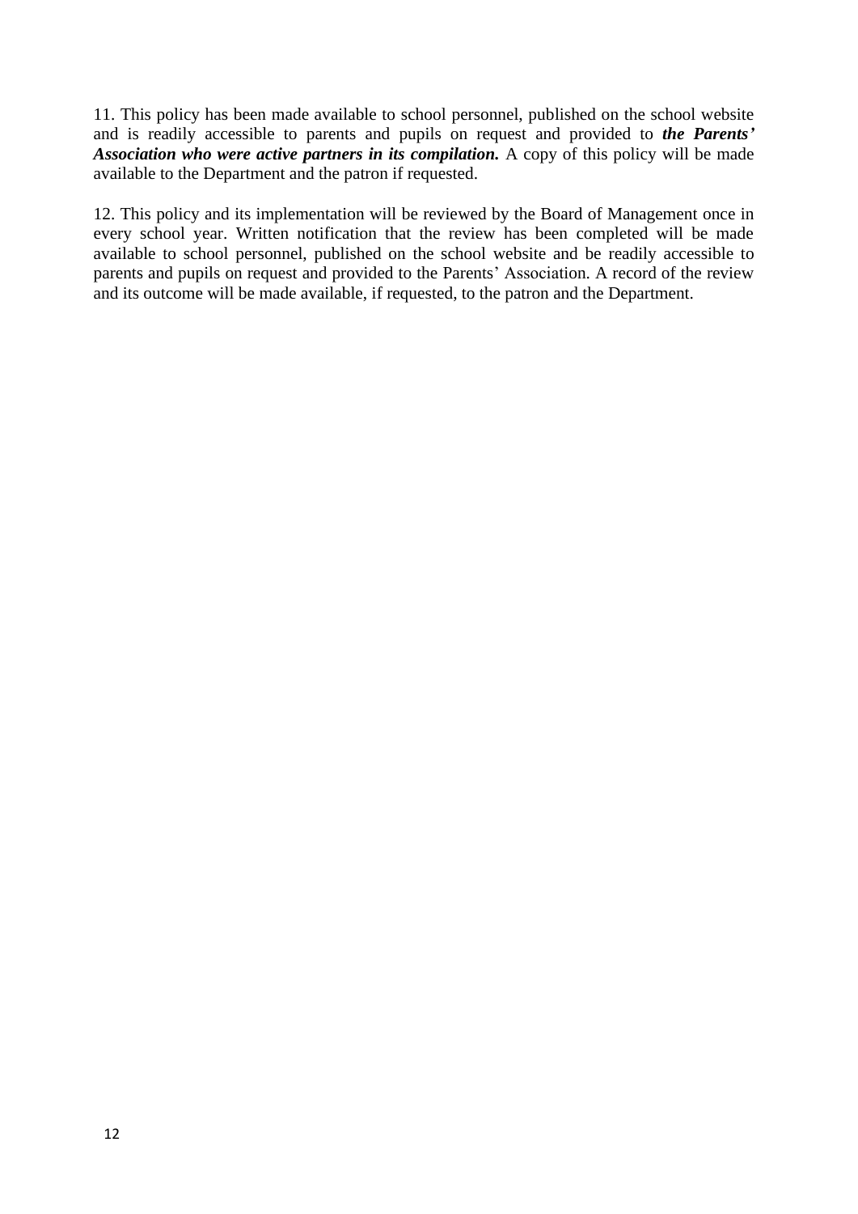11. This policy has been made available to school personnel, published on the school website and is readily accessible to parents and pupils on request and provided to ***the Parents' Association who were active partners in its compilation.*** A copy of this policy will be made available to the Department and the patron if requested.

12. This policy and its implementation will be reviewed by the Board of Management once in every school year. Written notification that the review has been completed will be made available to school personnel, published on the school website and be readily accessible to parents and pupils on request and provided to the Parents' Association. A record of the review and its outcome will be made available, if requested, to the patron and the Department.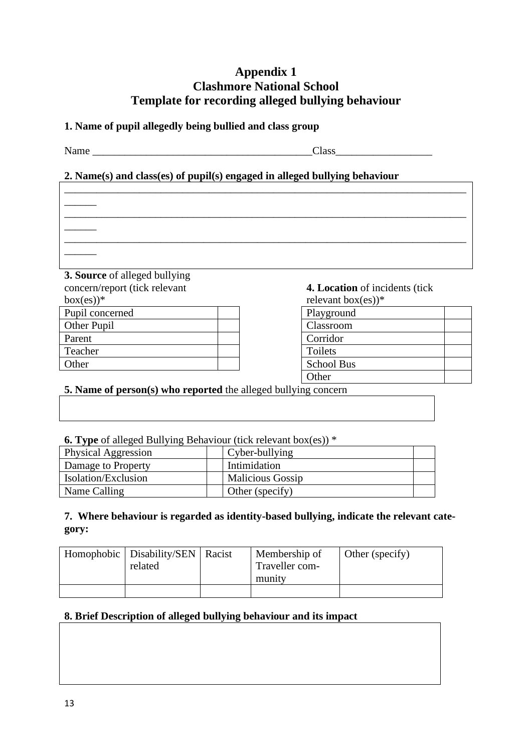# Appendix 1
# Clashmore National School
# Template for recording alleged bullying behaviour

**1. Name of pupil allegedly being bullied and class group**

Name _________________________________________Class__________________

**2. Name(s) and class(es) of pupil(s) engaged in alleged bullying behaviour**

______________________________________________________________________________________

______________________________________________________________________________________

______________________________________________________________________________________

**3. Source** of alleged bullying concern/report (tick relevant box(es))*

| Pupil concerned | |
|---|---|
| Other Pupil | |
| Parent | |
| Teacher | |
| Other | |

**4. Location** of incidents (tick relevant box(es))*

| Playground | |
|---|---|
| Classroom | |
| Corridor | |
| Toilets | |
| School Bus | |
| Other | |

**5. Name of person(s) who reported** the alleged bullying concern

| |
|---|
| |

**6. Type** of alleged Bullying Behaviour (tick relevant box(es)) *

| Physical Aggression | | Cyber-bullying | |
|---|---|---|---|
| Damage to Property | | Intimidation | |
| Isolation/Exclusion | | Malicious Gossip | |
| Name Calling | | Other (specify) | |

**7. Where behaviour is regarded as identity-based bullying, indicate the relevant category:**

| Homophobic | Disability/SEN related | Racist | Membership of Traveller community | Other (specify) |
|---|---|---|---|---|
| | | | | |

**8. Brief Description of alleged bullying behaviour and its impact**

| |
|---|
| |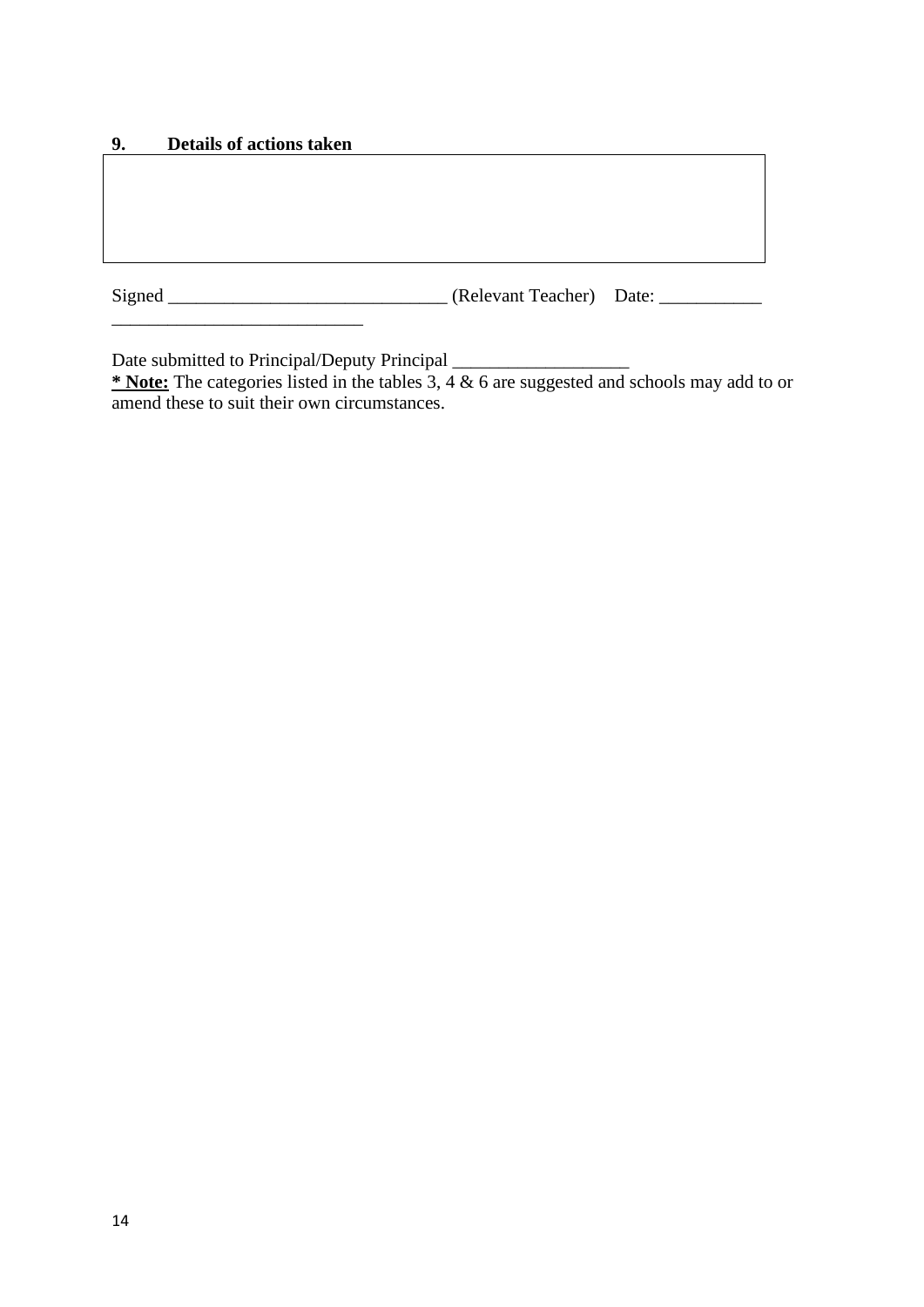### 9. Details of actions taken

| |
|---|
| |

Signed _____________________________ (Relevant Teacher) Date: ___________
___________________________

Date submitted to Principal/Deputy Principal ___________________

**<u>* Note:</u>** The categories listed in the tables 3, 4 & 6 are suggested and schools may add to or amend these to suit their own circumstances.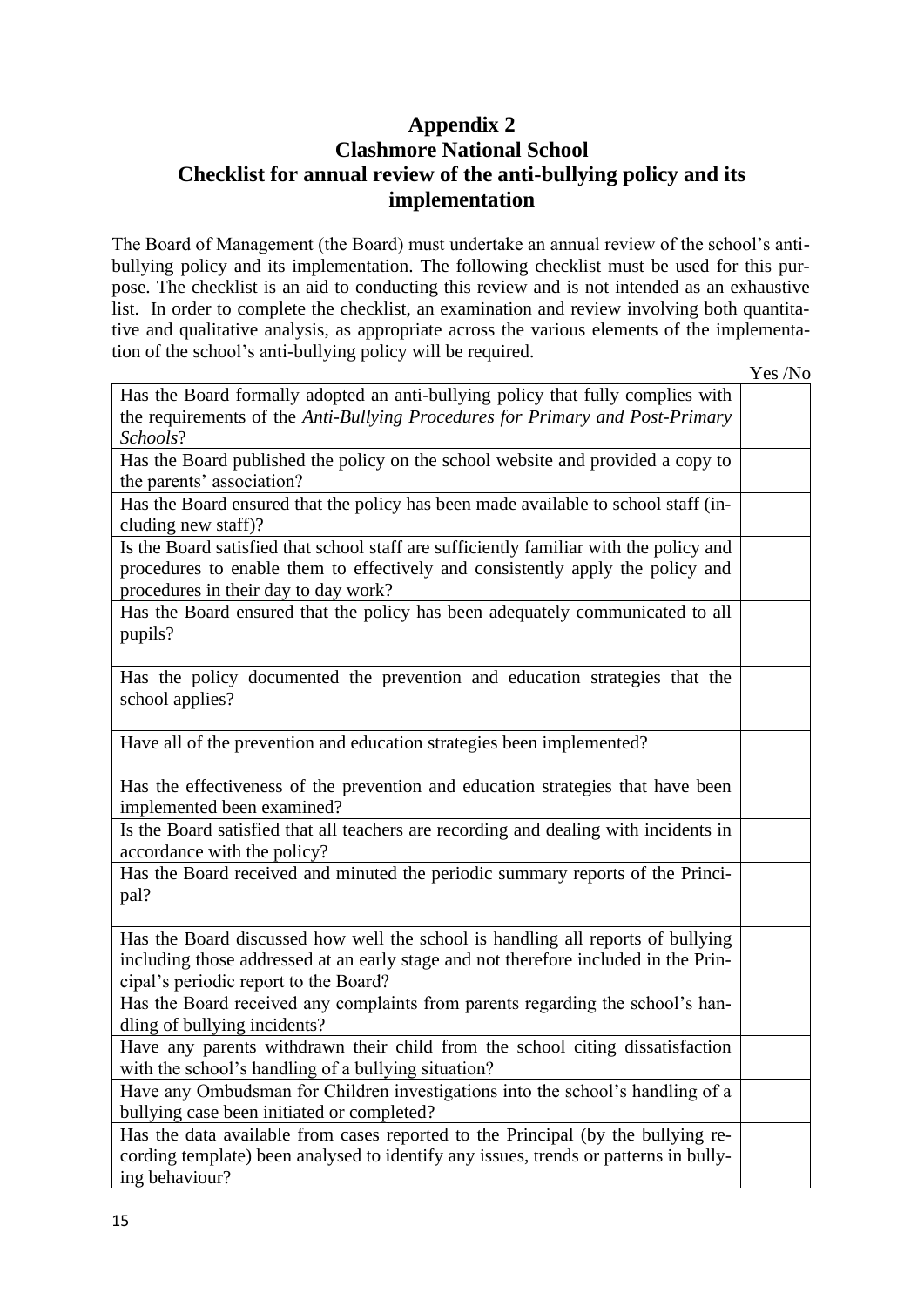# Appendix 2
# Clashmore National School
# Checklist for annual review of the anti-bullying policy and its implementation

The Board of Management (the Board) must undertake an annual review of the school's anti-bullying policy and its implementation. The following checklist must be used for this purpose. The checklist is an aid to conducting this review and is not intended as an exhaustive list. In order to complete the checklist, an examination and review involving both quantitative and qualitative analysis, as appropriate across the various elements of the implementation of the school's anti-bullying policy will be required.

| | Yes /No |
|---|---|
| Has the Board formally adopted an anti-bullying policy that fully complies with the requirements of the *Anti-Bullying Procedures for Primary and Post-Primary Schools*? | |
| Has the Board published the policy on the school website and provided a copy to the parents' association? | |
| Has the Board ensured that the policy has been made available to school staff (including new staff)? | |
| Is the Board satisfied that school staff are sufficiently familiar with the policy and procedures to enable them to effectively and consistently apply the policy and procedures in their day to day work? | |
| Has the Board ensured that the policy has been adequately communicated to all pupils? | |
| Has the policy documented the prevention and education strategies that the school applies? | |
| Have all of the prevention and education strategies been implemented? | |
| Has the effectiveness of the prevention and education strategies that have been implemented been examined? | |
| Is the Board satisfied that all teachers are recording and dealing with incidents in accordance with the policy? | |
| Has the Board received and minuted the periodic summary reports of the Principal? | |
| Has the Board discussed how well the school is handling all reports of bullying including those addressed at an early stage and not therefore included in the Principal's periodic report to the Board? | |
| Has the Board received any complaints from parents regarding the school's handling of bullying incidents? | |
| Have any parents withdrawn their child from the school citing dissatisfaction with the school's handling of a bullying situation? | |
| Have any Ombudsman for Children investigations into the school's handling of a bullying case been initiated or completed? | |
| Has the data available from cases reported to the Principal (by the bullying recording template) been analysed to identify any issues, trends or patterns in bullying behaviour? | |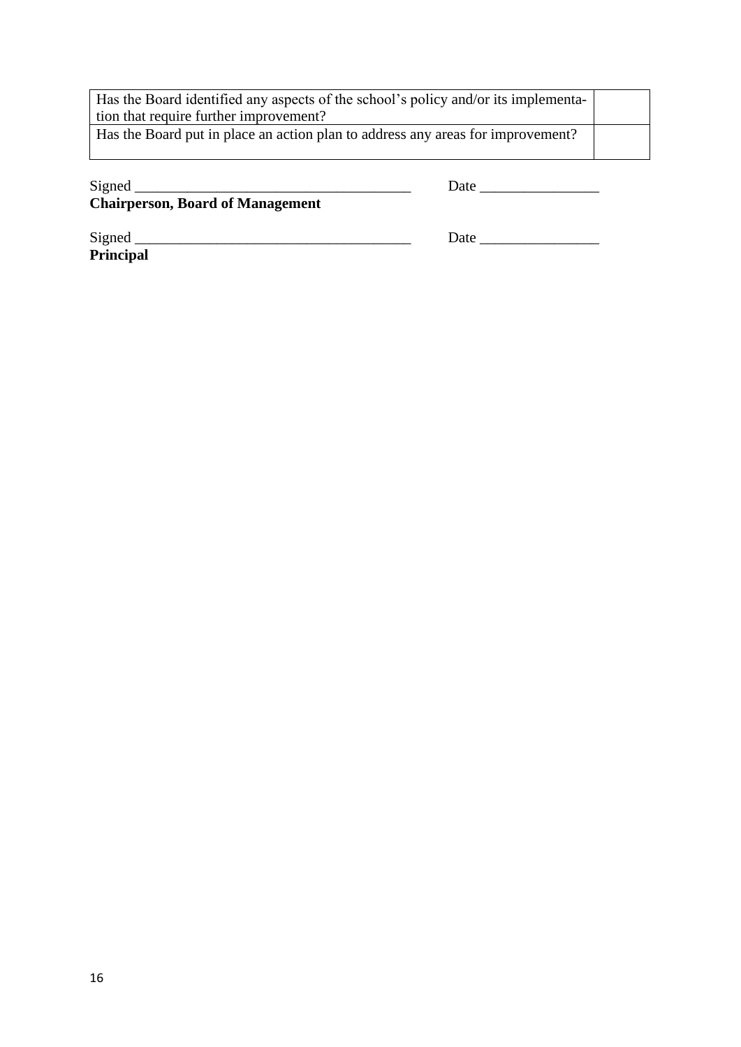| Has the Board identified any aspects of the school's policy and/or its implementation that require further improvement? | |
| --- | --- |
| Has the Board put in place an action plan to address any areas for improvement? | |

Signed _____________________________________ Date ________________
**Chairperson, Board of Management**

Signed _____________________________________ Date ________________
**Principal**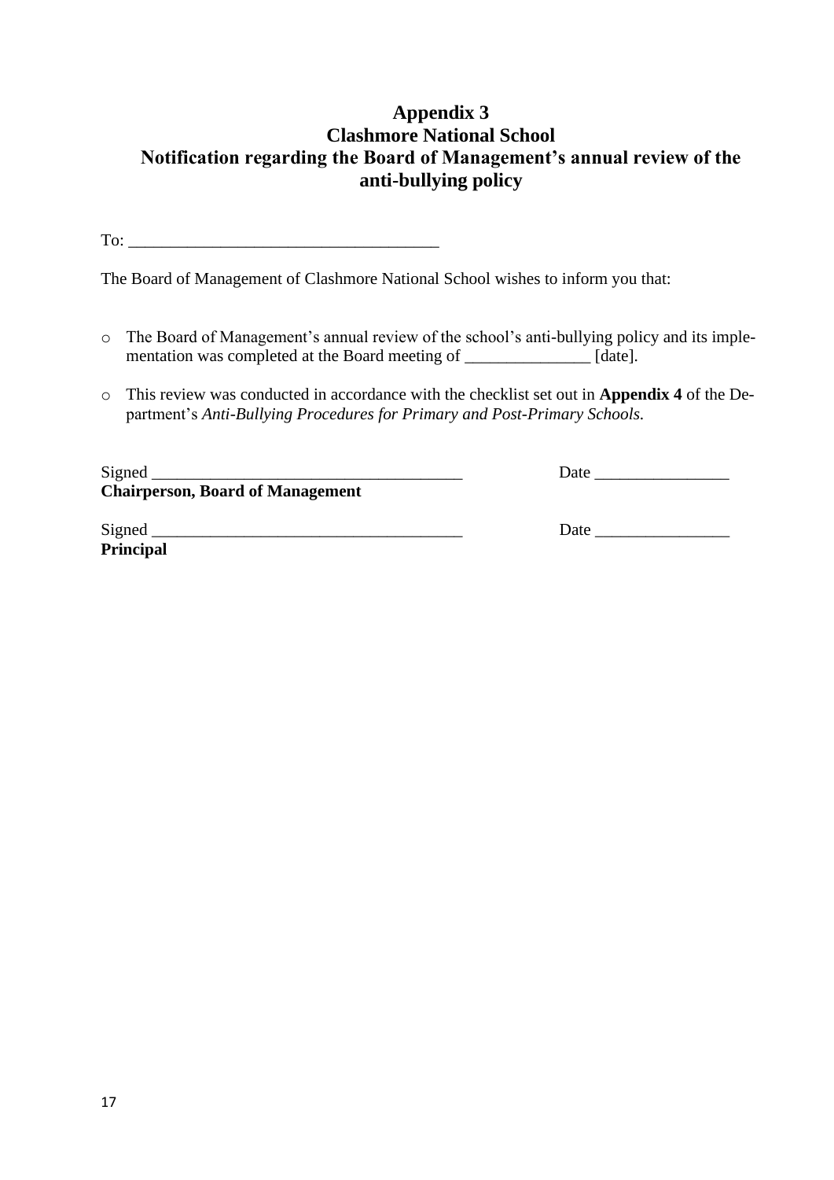## Appendix 3
## Clashmore National School
## Notification regarding the Board of Management's annual review of the anti-bullying policy

To: ___________________________________

The Board of Management of Clashmore National School wishes to inform you that:

- The Board of Management's annual review of the school's anti-bullying policy and its implementation was completed at the Board meeting of _______________ [date].
- This review was conducted in accordance with the checklist set out in **Appendix 4** of the Department's *Anti-Bullying Procedures for Primary and Post-Primary Schools*.

Signed ___________________________________ Date ________________
**Chairperson, Board of Management**

Signed ___________________________________ Date ________________
**Principal**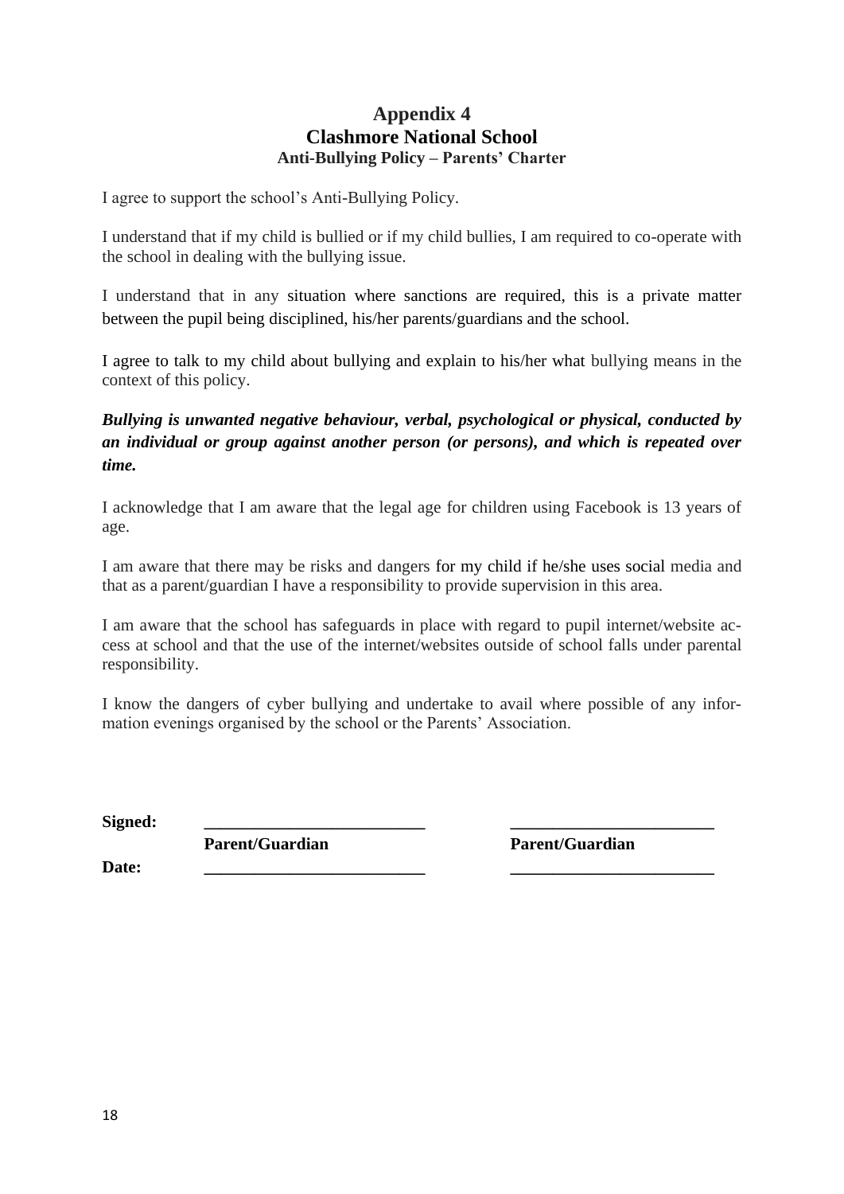# Appendix 4
## Clashmore National School
### Anti-Bullying Policy – Parents' Charter

I agree to support the school's Anti-Bullying Policy.

I understand that if my child is bullied or if my child bullies, I am required to co-operate with the school in dealing with the bullying issue.

I understand that in any situation where sanctions are required, this is a private matter between the pupil being disciplined, his/her parents/guardians and the school.

I agree to talk to my child about bullying and explain to his/her what bullying means in the context of this policy.

***Bullying is unwanted negative behaviour, verbal, psychological or physical, conducted by an individual or group against another person (or persons), and which is repeated over time.***

I acknowledge that I am aware that the legal age for children using Facebook is 13 years of age.

I am aware that there may be risks and dangers for my child if he/she uses social media and that as a parent/guardian I have a responsibility to provide supervision in this area.

I am aware that the school has safeguards in place with regard to pupil internet/website access at school and that the use of the internet/websites outside of school falls under parental responsibility.

I know the dangers of cyber bullying and undertake to avail where possible of any information evenings organised by the school or the Parents' Association.

**Signed:** ___________________________ ___________________________

**Parent/Guardian** **Parent/Guardian**

**Date:** ___________________________ ___________________________